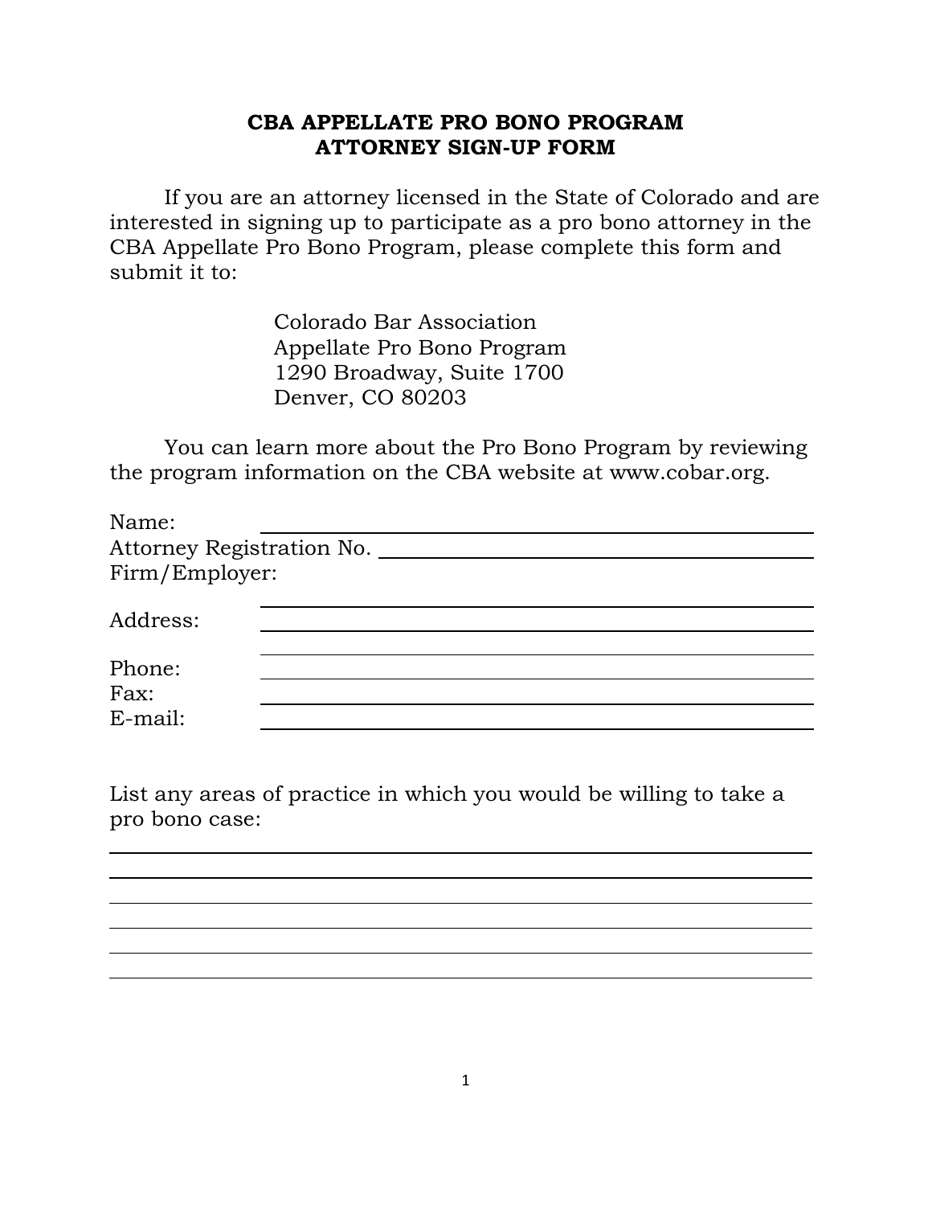# CBA APPELLATE PRO BONO PROGRAM
# ATTORNEY SIGN-UP FORM

If you are an attorney licensed in the State of Colorado and are interested in signing up to participate as a pro bono attorney in the CBA Appellate Pro Bono Program, please complete this form and submit it to:

> Colorado Bar Association
> Appellate Pro Bono Program
> 1290 Broadway, Suite 1700
> Denver, CO 80203

You can learn more about the Pro Bono Program by reviewing the program information on the CBA website at www.cobar.org.

Name: ______________________________________________

Attorney Registration No. ____________________________

Firm/Employer:

______________________________________________

Address: ______________________________________________

______________________________________________

Phone: ______________________________________________

Fax: ______________________________________________

E-mail: ______________________________________________

List any areas of practice in which you would be willing to take a pro bono case:

______________________________________________________

______________________________________________________

______________________________________________________

______________________________________________________

______________________________________________________

______________________________________________________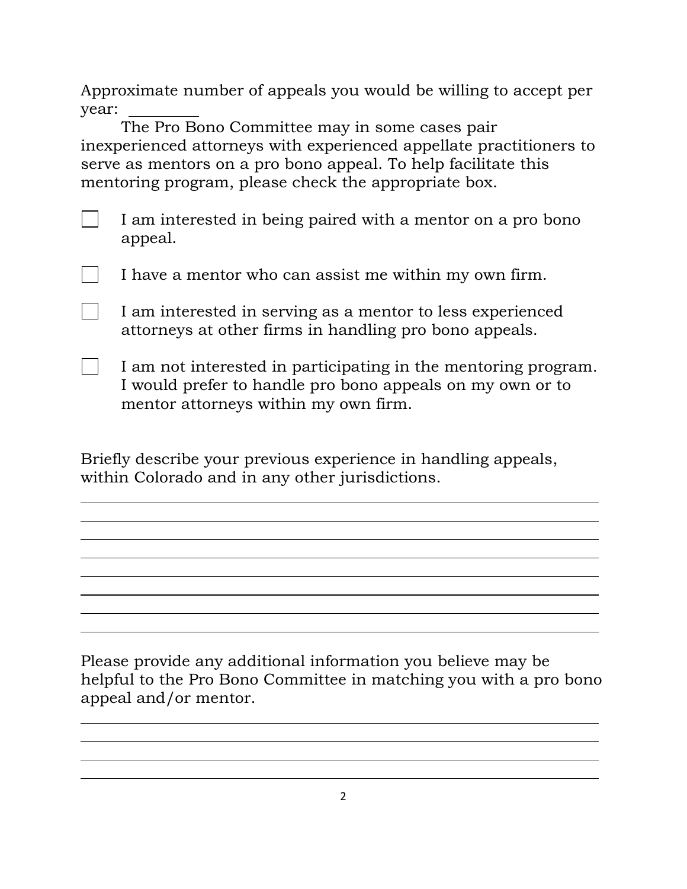Approximate number of appeals you would be willing to accept per year: _________

The Pro Bono Committee may in some cases pair inexperienced attorneys with experienced appellate practitioners to serve as mentors on a pro bono appeal. To help facilitate this mentoring program, please check the appropriate box.

- [ ] I am interested in being paired with a mentor on a pro bono appeal.
- [ ] I have a mentor who can assist me within my own firm.
- [ ] I am interested in serving as a mentor to less experienced attorneys at other firms in handling pro bono appeals.
- [ ] I am not interested in participating in the mentoring program. I would prefer to handle pro bono appeals on my own or to mentor attorneys within my own firm.

Briefly describe your previous experience in handling appeals, within Colorado and in any other jurisdictions.

______________________________________________________________
______________________________________________________________
______________________________________________________________
______________________________________________________________
______________________________________________________________
______________________________________________________________
______________________________________________________________
______________________________________________________________

Please provide any additional information you believe may be helpful to the Pro Bono Committee in matching you with a pro bono appeal and/or mentor.

______________________________________________________________
______________________________________________________________
______________________________________________________________
______________________________________________________________